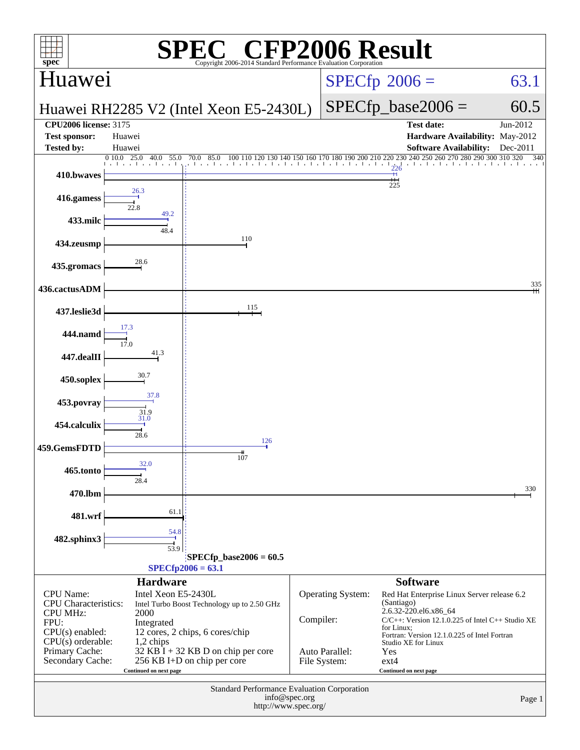# SPEC® CFP2006 Result

Copyright 2006-2014 Standard Performance Evaluation Corporation

## Huawei

**Huawei RH2285 V2 (Intel Xeon E5-2430L)**

SPECfp 2006 = 63.1

SPECfp_base2006 = 60.5

| | | | |
|---|---|---|---|
| **CPU2006 license:** 3175 | | **Test date:** | Jun-2012 |
| **Test sponsor:** | Huawei | **Hardware Availability:** | May-2012 |
| **Tested by:** | Huawei | **Software Availability:** | Dec-2011 |

| Benchmark | Peak | Base |
|---|---|---|
| 410.bwaves | 226 | 225 |
| 416.gamess | 26.3 | 22.8 |
| 433.milc | 49.2 | 48.4 |
| 434.zeusmp | 110 | 110 |
| 435.gromacs | 28.6 | 28.6 |
| 436.cactusADM | 335 | 335 |
| 437.leslie3d | 115 | 115 |
| 444.namd | 17.3 | 17.0 |
| 447.dealII | 41.3 | 41.3 |
| 450.soplex | 30.7 | 30.7 |
| 453.povray | 37.8 | 31.9 |
| 454.calculix | 31.0 | 28.6 |
| 459.GemsFDTD | 126 | 107 |
| 465.tonto | 32.0 | 28.4 |
| 470.lbm | 330 | 330 |
| 481.wrf | 61.1 | 61.1 |
| 482.sphinx3 | 54.8 | 53.9 |

SPECfp_base2006 = 60.5

SPECfp2006 = 63.1

## Hardware

| | |
|---|---|
| CPU Name: | Intel Xeon E5-2430L |
| CPU Characteristics: | Intel Turbo Boost Technology up to 2.50 GHz |
| CPU MHz: | 2000 |
| FPU: | Integrated |
| CPU(s) enabled: | 12 cores, 2 chips, 6 cores/chip |
| CPU(s) orderable: | 1,2 chips |
| Primary Cache: | 32 KB I + 32 KB D on chip per core |
| Secondary Cache: | 256 KB I+D on chip per core |

Continued on next page

## Software

| | |
|---|---|
| Operating System: | Red Hat Enterprise Linux Server release 6.2 (Santiago) 2.6.32-220.el6.x86_64 |
| Compiler: | C/C++: Version 12.1.0.225 of Intel C++ Studio XE for Linux; Fortran: Version 12.1.0.225 of Intel Fortran Studio XE for Linux |
| Auto Parallel: | Yes |
| File System: | ext4 |

Continued on next page

Standard Performance Evaluation Corporation
info@spec.org
http://www.spec.org/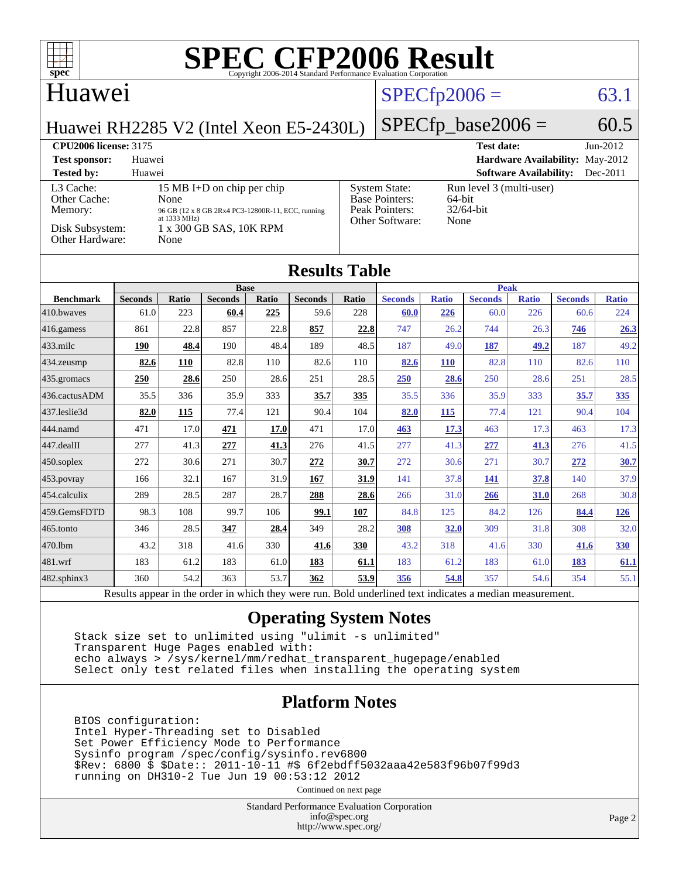# SPEC CFP2006 Result

Copyright 2006-2014 Standard Performance Evaluation Corporation

## Huawei

Huawei RH2285 V2 (Intel Xeon E5-2430L)

SPECfp2006 = 63.1

SPECfp_base2006 = 60.5

| | | | |
|---|---|---|---|
| **CPU2006 license:** 3175 | | **Test date:** | Jun-2012 |
| **Test sponsor:** | Huawei | **Hardware Availability:** | May-2012 |
| **Tested by:** | Huawei | **Software Availability:** | Dec-2011 |

| | | | |
|---|---|---|---|
| L3 Cache: | 15 MB I+D on chip per chip | System State: | Run level 3 (multi-user) |
| Other Cache: | None | Base Pointers: | 64-bit |
| Memory: | 96 GB (12 x 8 GB 2Rx4 PC3-12800R-11, ECC, running at 1333 MHz) | Peak Pointers: | 32/64-bit |
| Disk Subsystem: | 1 x 300 GB SAS, 10K RPM | Other Software: | None |
| Other Hardware: | None | | |

## Results Table

| Benchmark | Base | | | | | | Peak | | | | | |
|---|---|---|---|---|---|---|---|---|---|---|---|---|
| | Seconds | Ratio | Seconds | Ratio | Seconds | Ratio | Seconds | Ratio | Seconds | Ratio | Seconds | Ratio |
| 410.bwaves | 61.0 | 223 | **60.4** | **225** | 59.6 | 228 | **60.0** | **226** | 60.0 | 226 | 60.6 | 224 |
| 416.gamess | 861 | 22.8 | 857 | 22.8 | **857** | **22.8** | 747 | 26.2 | 744 | 26.3 | **746** | **26.3** |
| 433.milc | **190** | **48.4** | 190 | 48.4 | 189 | 48.5 | 187 | 49.0 | **187** | **49.2** | 187 | 49.2 |
| 434.zeusmp | **82.6** | **110** | 82.8 | 110 | 82.6 | 110 | **82.6** | **110** | 82.8 | 110 | 82.6 | 110 |
| 435.gromacs | **250** | **28.6** | 250 | 28.6 | 251 | 28.5 | **250** | **28.6** | 250 | 28.6 | 251 | 28.5 |
| 436.cactusADM | 35.5 | 336 | 35.9 | 333 | **35.7** | **335** | 35.5 | 336 | 35.9 | 333 | **35.7** | **335** |
| 437.leslie3d | **82.0** | **115** | 77.4 | 121 | 90.4 | 104 | **82.0** | **115** | 77.4 | 121 | 90.4 | 104 |
| 444.namd | 471 | 17.0 | **471** | **17.0** | 471 | 17.0 | **463** | **17.3** | 463 | 17.3 | 463 | 17.3 |
| 447.dealII | 277 | 41.3 | **277** | **41.3** | 276 | 41.5 | 277 | 41.3 | **277** | **41.3** | 276 | 41.5 |
| 450.soplex | 272 | 30.6 | 271 | 30.7 | **272** | **30.7** | 272 | 30.6 | 271 | 30.7 | **272** | **30.7** |
| 453.povray | 166 | 32.1 | 167 | 31.9 | **167** | **31.9** | 141 | 37.8 | **141** | **37.8** | 140 | 37.9 |
| 454.calculix | 289 | 28.5 | 287 | 28.7 | **288** | **28.6** | 266 | 31.0 | **266** | **31.0** | 268 | 30.8 |
| 459.GemsFDTD | 98.3 | 108 | 99.7 | 106 | **99.1** | **107** | 84.8 | 125 | 84.2 | 126 | **84.4** | **126** |
| 465.tonto | 346 | 28.5 | **347** | **28.4** | 349 | 28.2 | **308** | **32.0** | 309 | 31.8 | 308 | 32.0 |
| 470.lbm | 43.2 | 318 | 41.6 | 330 | **41.6** | **330** | 43.2 | 318 | 41.6 | 330 | **41.6** | **330** |
| 481.wrf | 183 | 61.2 | 183 | 61.0 | **183** | **61.1** | 183 | 61.2 | 183 | 61.0 | **183** | **61.1** |
| 482.sphinx3 | 360 | 54.2 | 363 | 53.7 | **362** | **53.9** | **356** | **54.8** | 357 | 54.6 | 354 | 55.1 |

Results appear in the order in which they were run. Bold underlined text indicates a median measurement.

## Operating System Notes

```
Stack size set to unlimited using "ulimit -s unlimited"
Transparent Huge Pages enabled with:
echo always > /sys/kernel/mm/redhat_transparent_hugepage/enabled
Select only test related files when installing the operating system
```

## Platform Notes

```
BIOS configuration:
Intel Hyper-Threading set to Disabled
Set Power Efficiency Mode to Performance
Sysinfo program /spec/config/sysinfo.rev6800
$Rev: 6800 $ $Date:: 2011-10-11 #$ 6f2ebdff5032aaa42e583f96b07f99d3
running on DH310-2 Tue Jun 19 00:53:12 2012
```

Continued on next page

Standard Performance Evaluation Corporation
info@spec.org
http://www.spec.org/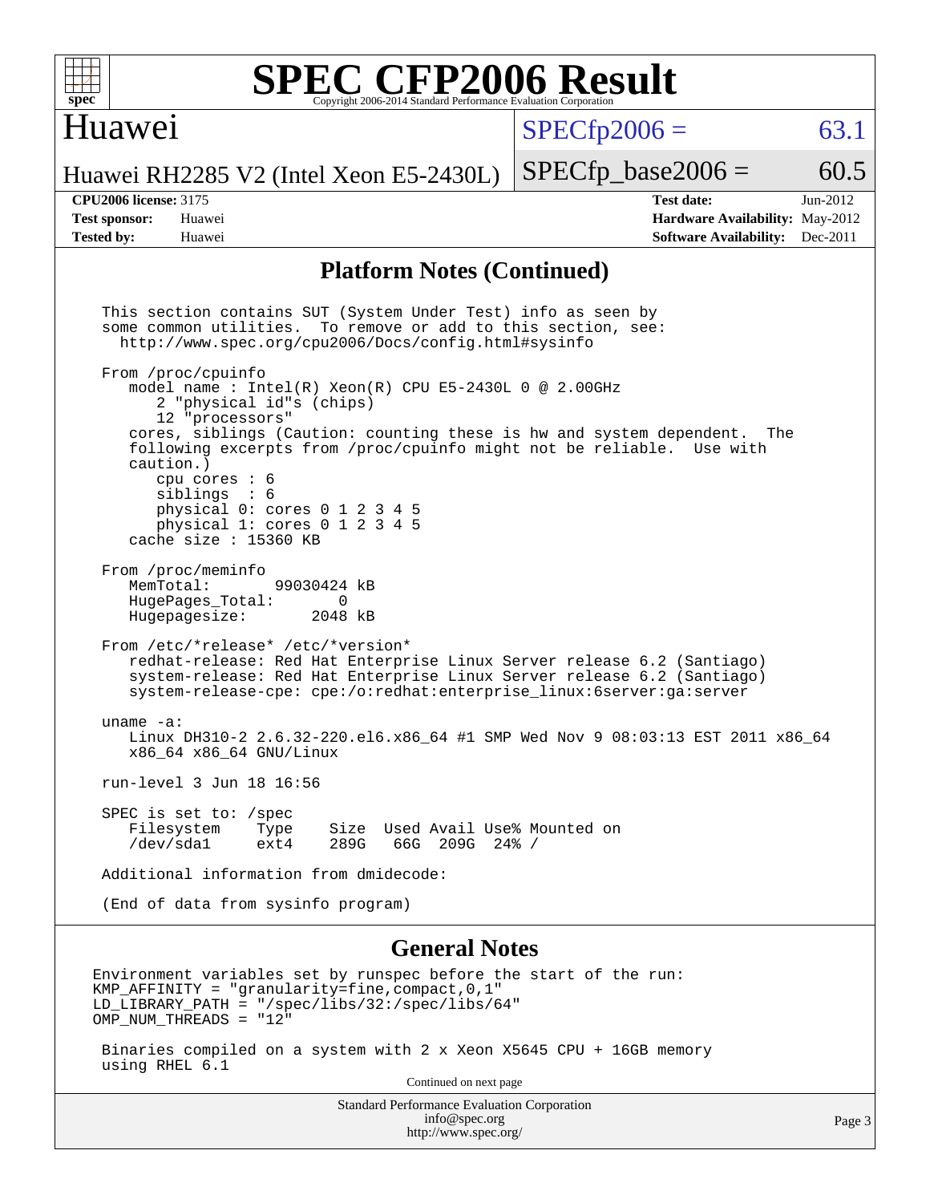# SPEC CFP2006 Result

Copyright 2006-2014 Standard Performance Evaluation Corporation

## Huawei

Huawei RH2285 V2 (Intel Xeon E5-2430L)

SPECfp2006 = 63.1

SPECfp_base2006 = 60.5

**CPU2006 license:** 3175
**Test sponsor:** Huawei
**Tested by:** Huawei

**Test date:** Jun-2012
**Hardware Availability:** May-2012
**Software Availability:** Dec-2011

## Platform Notes (Continued)

```
This section contains SUT (System Under Test) info as seen by
some common utilities.  To remove or add to this section, see:
  http://www.spec.org/cpu2006/Docs/config.html#sysinfo

From /proc/cpuinfo
   model name : Intel(R) Xeon(R) CPU E5-2430L 0 @ 2.00GHz
      2 "physical id"s (chips)
      12 "processors"
   cores, siblings (Caution: counting these is hw and system dependent.  The
   following excerpts from /proc/cpuinfo might not be reliable.  Use with
   caution.)
      cpu cores : 6
      siblings  : 6
      physical 0: cores 0 1 2 3 4 5
      physical 1: cores 0 1 2 3 4 5
   cache size : 15360 KB

From /proc/meminfo
   MemTotal:       99030424 kB
   HugePages_Total:       0
   Hugepagesize:       2048 kB

From /etc/*release* /etc/*version*
   redhat-release: Red Hat Enterprise Linux Server release 6.2 (Santiago)
   system-release: Red Hat Enterprise Linux Server release 6.2 (Santiago)
   system-release-cpe: cpe:/o:redhat:enterprise_linux:6server:ga:server

uname -a:
   Linux DH310-2 2.6.32-220.el6.x86_64 #1 SMP Wed Nov 9 08:03:13 EST 2011 x86_64
   x86_64 x86_64 GNU/Linux

run-level 3 Jun 18 16:56

SPEC is set to: /spec
   Filesystem    Type    Size  Used Avail Use% Mounted on
   /dev/sda1     ext4    289G   66G  209G  24% /

Additional information from dmidecode:

(End of data from sysinfo program)
```

## General Notes

```
Environment variables set by runspec before the start of the run:
KMP_AFFINITY = "granularity=fine,compact,0,1"
LD_LIBRARY_PATH = "/spec/libs/32:/spec/libs/64"
OMP_NUM_THREADS = "12"

 Binaries compiled on a system with 2 x Xeon X5645 CPU + 16GB memory
 using RHEL 6.1
```

Continued on next page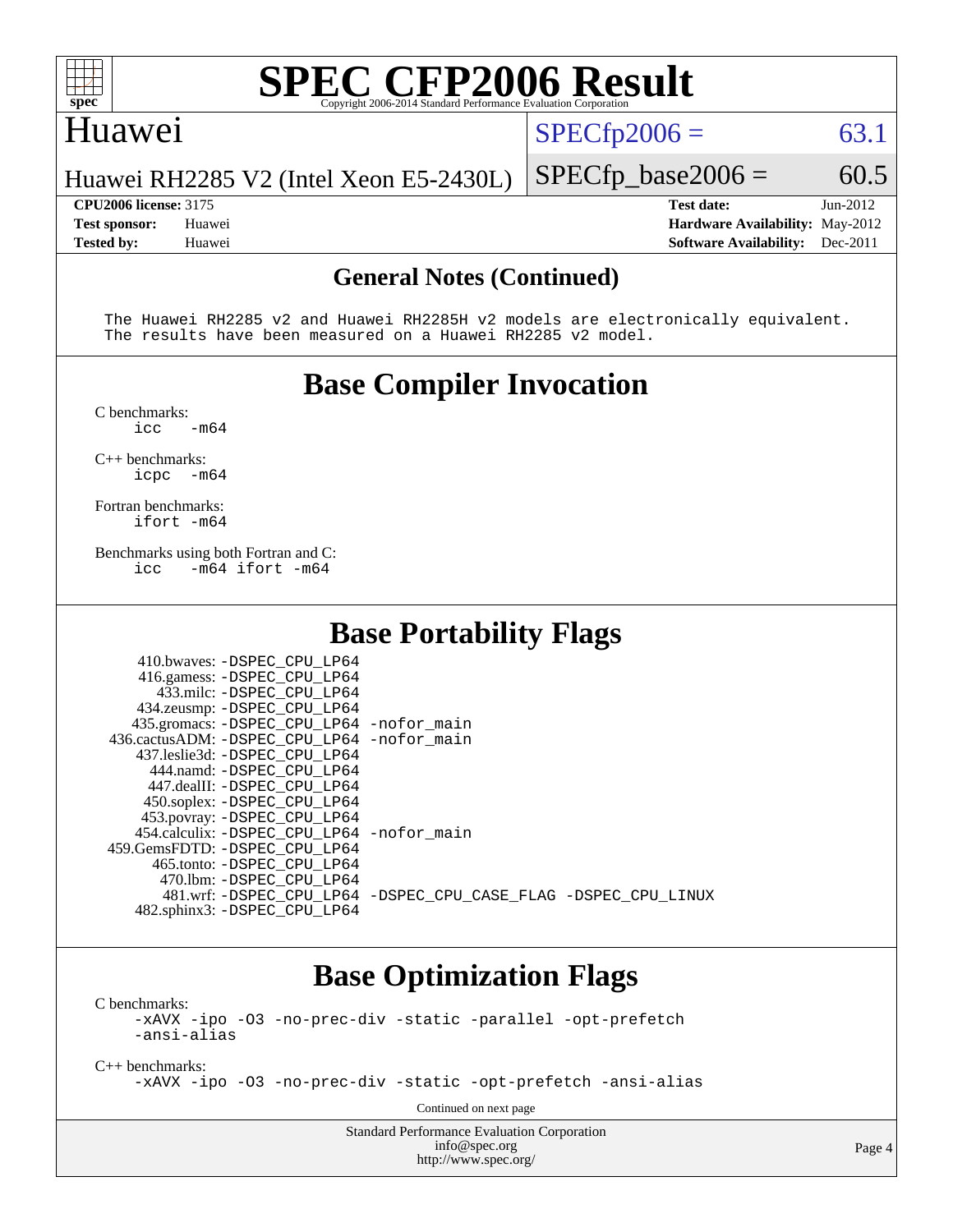## General Notes (Continued)

```
The Huawei RH2285 v2 and Huawei RH2285H v2 models are electronically equivalent.
The results have been measured on a Huawei RH2285 v2 model.
```

## Base Compiler Invocation

C benchmarks:
```
icc   -m64
```

C++ benchmarks:
```
icpc  -m64
```

Fortran benchmarks:
```
ifort -m64
```

Benchmarks using both Fortran and C:
```
icc   -m64 ifort -m64
```

## Base Portability Flags

| Benchmark | Flags |
|---|---|
| 410.bwaves: | -DSPEC_CPU_LP64 |
| 416.gamess: | -DSPEC_CPU_LP64 |
| 433.milc: | -DSPEC_CPU_LP64 |
| 434.zeusmp: | -DSPEC_CPU_LP64 |
| 435.gromacs: | -DSPEC_CPU_LP64 -nofor_main |
| 436.cactusADM: | -DSPEC_CPU_LP64 -nofor_main |
| 437.leslie3d: | -DSPEC_CPU_LP64 |
| 444.namd: | -DSPEC_CPU_LP64 |
| 447.dealII: | -DSPEC_CPU_LP64 |
| 450.soplex: | -DSPEC_CPU_LP64 |
| 453.povray: | -DSPEC_CPU_LP64 |
| 454.calculix: | -DSPEC_CPU_LP64 -nofor_main |
| 459.GemsFDTD: | -DSPEC_CPU_LP64 |
| 465.tonto: | -DSPEC_CPU_LP64 |
| 470.lbm: | -DSPEC_CPU_LP64 |
| 481.wrf: | -DSPEC_CPU_LP64 -DSPEC_CPU_CASE_FLAG -DSPEC_CPU_LINUX |
| 482.sphinx3: | -DSPEC_CPU_LP64 |

## Base Optimization Flags

C benchmarks:
```
-xAVX -ipo -O3 -no-prec-div -static -parallel -opt-prefetch
-ansi-alias
```

C++ benchmarks:
```
-xAVX -ipo -O3 -no-prec-div -static -opt-prefetch -ansi-alias
```

Continued on next page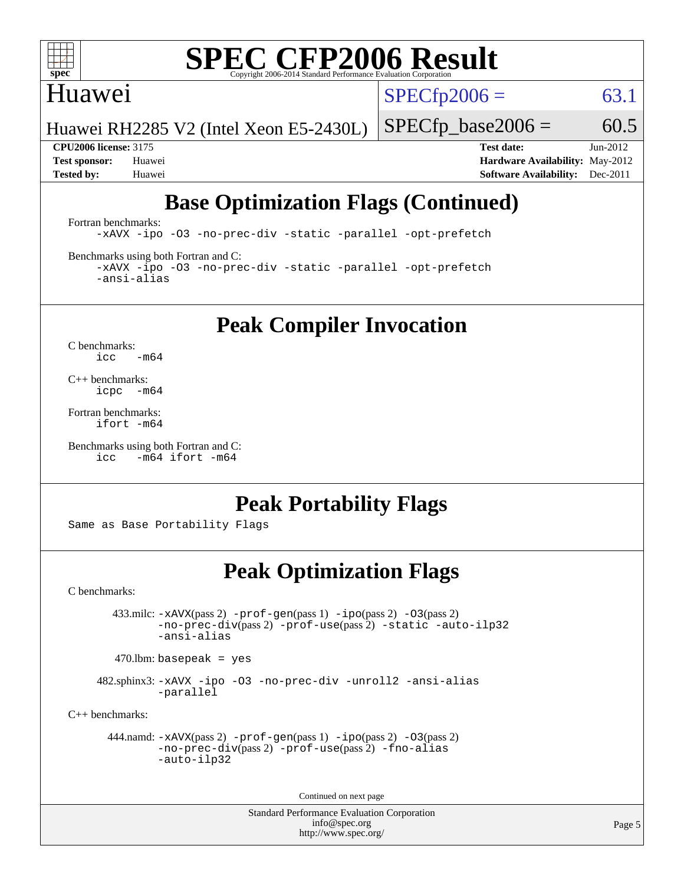## Base Optimization Flags (Continued)

Fortran benchmarks:

```
-xAVX -ipo -O3 -no-prec-div -static -parallel -opt-prefetch
```

Benchmarks using both Fortran and C:

```
-xAVX -ipo -O3 -no-prec-div -static -parallel -opt-prefetch
-ansi-alias
```

## Peak Compiler Invocation

C benchmarks:

```
icc   -m64
```

C++ benchmarks:

```
icpc  -m64
```

Fortran benchmarks:

```
ifort -m64
```

Benchmarks using both Fortran and C:

```
icc   -m64 ifort -m64
```

## Peak Portability Flags

Same as Base Portability Flags

## Peak Optimization Flags

C benchmarks:

433.milc: -xAVX(pass 2) -prof-gen(pass 1) -ipo(pass 2) -O3(pass 2) -no-prec-div(pass 2) -prof-use(pass 2) -static -auto-ilp32 -ansi-alias

470.lbm: basepeak = yes

482.sphinx3: -xAVX -ipo -O3 -no-prec-div -unroll2 -ansi-alias -parallel

C++ benchmarks:

444.namd: -xAVX(pass 2) -prof-gen(pass 1) -ipo(pass 2) -O3(pass 2) -no-prec-div(pass 2) -prof-use(pass 2) -fno-alias -auto-ilp32

Continued on next page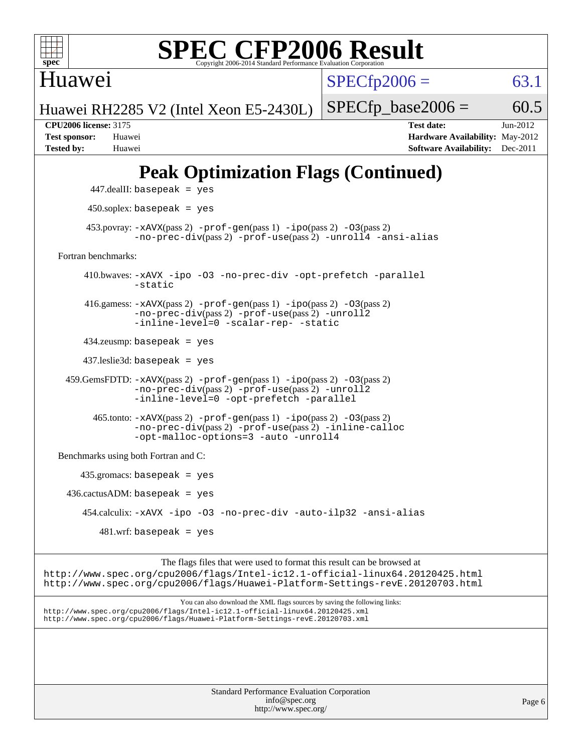# Peak Optimization Flags (Continued)

447.dealII: `basepeak = yes`

450.soplex: `basepeak = yes`

453.povray: `-xAVX`(pass 2) `-prof-gen`(pass 1) `-ipo`(pass 2) `-O3`(pass 2) `-no-prec-div`(pass 2) `-prof-use`(pass 2) `-unroll4` `-ansi-alias`

Fortran benchmarks:

410.bwaves: `-xAVX -ipo -O3 -no-prec-div -opt-prefetch -parallel -static`

416.gamess: `-xAVX`(pass 2) `-prof-gen`(pass 1) `-ipo`(pass 2) `-O3`(pass 2) `-no-prec-div`(pass 2) `-prof-use`(pass 2) `-unroll2` `-inline-level=0 -scalar-rep- -static`

434.zeusmp: `basepeak = yes`

437.leslie3d: `basepeak = yes`

459.GemsFDTD: `-xAVX`(pass 2) `-prof-gen`(pass 1) `-ipo`(pass 2) `-O3`(pass 2) `-no-prec-div`(pass 2) `-prof-use`(pass 2) `-unroll2` `-inline-level=0 -opt-prefetch -parallel`

465.tonto: `-xAVX`(pass 2) `-prof-gen`(pass 1) `-ipo`(pass 2) `-O3`(pass 2) `-no-prec-div`(pass 2) `-prof-use`(pass 2) `-inline-calloc` `-opt-malloc-options=3 -auto -unroll4`

Benchmarks using both Fortran and C:

435.gromacs: `basepeak = yes`

436.cactusADM: `basepeak = yes`

454.calculix: `-xAVX -ipo -O3 -no-prec-div -auto-ilp32 -ansi-alias`

481.wrf: `basepeak = yes`

The flags files that were used to format this result can be browsed at
http://www.spec.org/cpu2006/flags/Intel-ic12.1-official-linux64.20120425.html
http://www.spec.org/cpu2006/flags/Huawei-Platform-Settings-revE.20120703.html

You can also download the XML flags sources by saving the following links:
http://www.spec.org/cpu2006/flags/Intel-ic12.1-official-linux64.20120425.xml
http://www.spec.org/cpu2006/flags/Huawei-Platform-Settings-revE.20120703.xml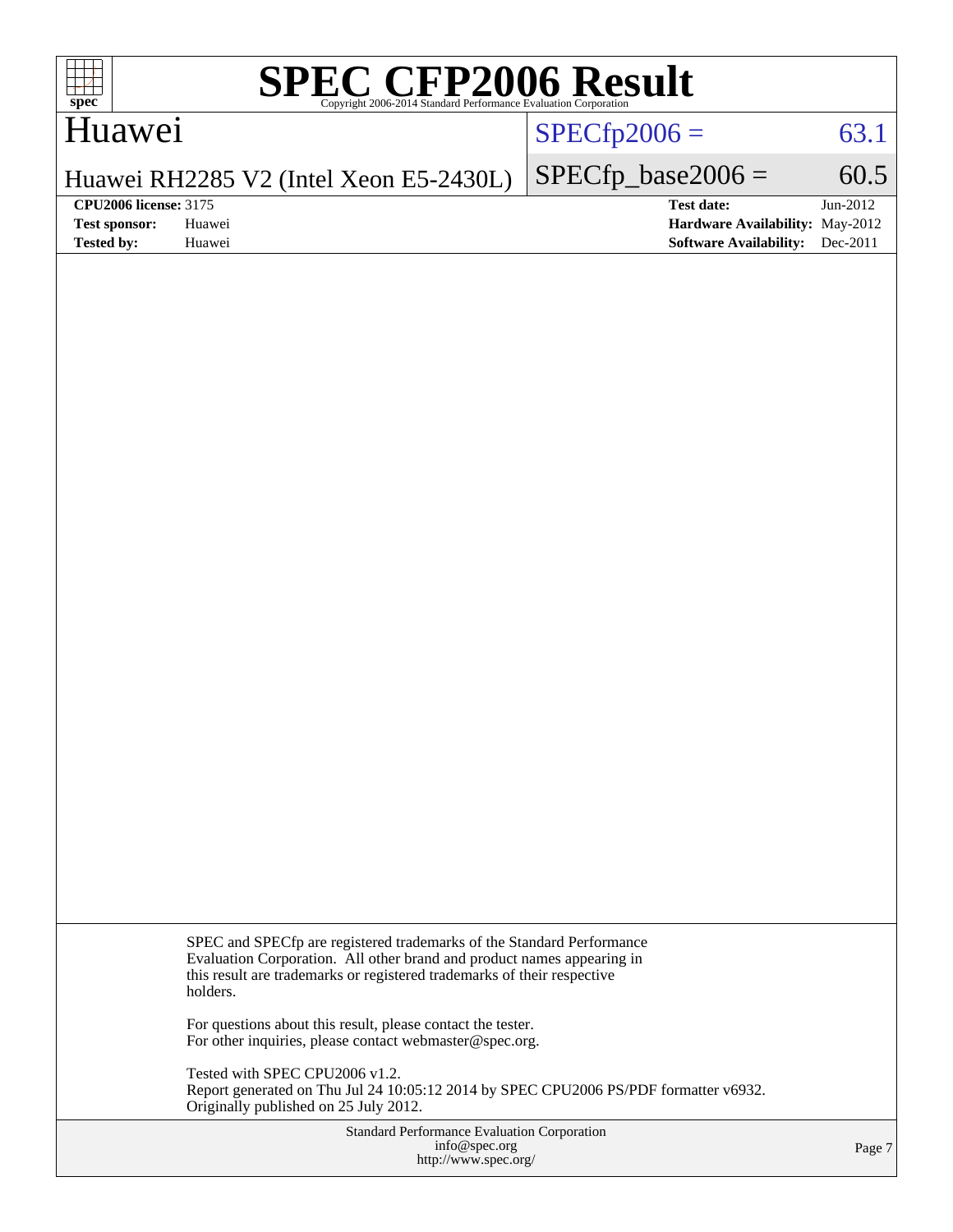SPEC and SPECfp are registered trademarks of the Standard Performance Evaluation Corporation. All other brand and product names appearing in this result are trademarks or registered trademarks of their respective holders.

For questions about this result, please contact the tester.
For other inquiries, please contact webmaster@spec.org.

Tested with SPEC CPU2006 v1.2.
Report generated on Thu Jul 24 10:05:12 2014 by SPEC CPU2006 PS/PDF formatter v6932.
Originally published on 25 July 2012.